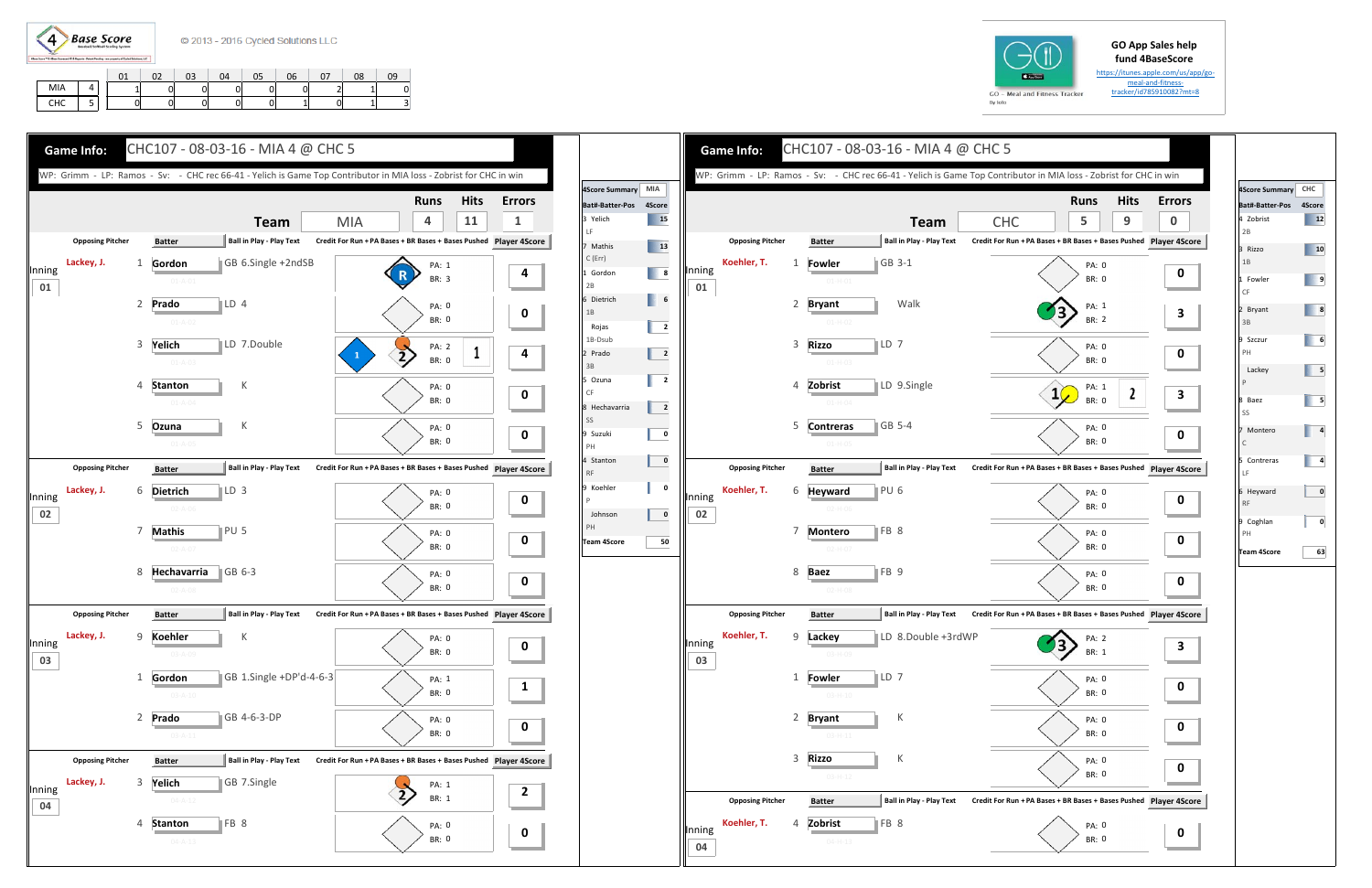4 Base Score

© 2013 - 2016 Cycled Solutions LLC

| | | 01 | 02 | 03 | 04 | 05 | 06 | 07 | 08 | 09 |
|---|---|---|---|---|---|---|---|---|---|---|
| MIA | 4 | 1 | 0 | 0 | 0 | 0 | 0 | 2 | 1 | 0 |
| CHC | 5 | 0 | 0 | 0 | 0 | 0 | 1 | 0 | 1 | 3 |

GO App Sales help fund 4BaseScore
https://itunes.apple.com/us/app/go-meal-and-fitness-tracker/id785910082?mt=8

GO - Meal and Fitness Tracker

## Game Info: CHC107 - 08-03-16 - MIA 4 @ CHC 5

WP: Grimm - LP: Ramos - Sv: - CHC rec 66-41 - Yelich is Game Top Contributor in MIA loss - Zobrist for CHC in win

| Team | Runs | Hits | Errors |
|---|---|---|---|
| MIA | 4 | 11 | 1 |

| Inning | Opposing Pitcher | # | Batter | Ball in Play - Play Text | Credit For Run + PA Bases + BR Bases + Bases Pushed | Player 4Score |
|---|---|---|---|---|---|---|
| 01 | Lackey, J. | 1 | Gordon | GB 6.Single +2ndSB | R; PA: 1, BR: 3 | 4 |
| | | 2 | Prado | LD 4 | PA: 0, BR: 0 | 0 |
| | | 3 | Yelich | LD 7.Double | 1; 2; PA: 2, BR: 0; 1 | 4 |
| | | 4 | Stanton | K | PA: 0, BR: 0 | 0 |
| | | 5 | Ozuna | K | PA: 0, BR: 0 | 0 |
| 02 | Lackey, J. | 6 | Dietrich | LD 3 | PA: 0, BR: 0 | 0 |
| | | 7 | Mathis | PU 5 | PA: 0, BR: 0 | 0 |
| | | 8 | Hechavarria | GB 6-3 | PA: 0, BR: 0 | 0 |
| 03 | Lackey, J. | 9 | Koehler | K | PA: 0, BR: 0 | 0 |
| | | 1 | Gordon | GB 1.Single +DP'd-4-6-3 | PA: 1, BR: 0 | 1 |
| | | 2 | Prado | GB 4-6-3-DP | PA: 0, BR: 0 | 0 |
| 04 | Lackey, J. | 3 | Yelich | GB 7.Single | 2; PA: 1, BR: 1 | 2 |
| | | 4 | Stanton | FB 8 | PA: 0, BR: 0 | 0 |

| 4Score Summary | MIA |
|---|---|
| Bat#-Batter-Pos | 4Score |
| 3 Yelich LF | 15 |
| 7 Mathis C (Err) | 13 |
| 1 Gordon 2B | 8 |
| 6 Dietrich 1B | 6 |
| Rojas 1B-Dsub | 2 |
| 2 Prado 3B | 2 |
| 5 Ozuna CF | 2 |
| 8 Hechavarria SS | 2 |
| 9 Suzuki PH | 0 |
| 4 Stanton RF | 0 |
| 9 Koehler P | 0 |
| Johnson PH | 0 |
| Team 4Score | 50 |

## Game Info: CHC107 - 08-03-16 - MIA 4 @ CHC 5

WP: Grimm - LP: Ramos - Sv: - CHC rec 66-41 - Yelich is Game Top Contributor in MIA loss - Zobrist for CHC in win

| Team | Runs | Hits | Errors |
|---|---|---|---|
| CHC | 5 | 9 | 0 |

| Inning | Opposing Pitcher | # | Batter | Ball in Play - Play Text | Credit For Run + PA Bases + BR Bases + Bases Pushed | Player 4Score |
|---|---|---|---|---|---|---|
| 01 | Koehler, T. | 1 | Fowler | GB 3-1 | PA: 0, BR: 0 | 0 |
| | | 2 | Bryant | Walk | 3; PA: 1, BR: 2 | 3 |
| | | 3 | Rizzo | LD 7 | PA: 0, BR: 0 | 0 |
| | | 4 | Zobrist | LD 9.Single | 1; PA: 1, BR: 0; 2 | 3 |
| | | 5 | Contreras | GB 5-4 | PA: 0, BR: 0 | 0 |
| 02 | Koehler, T. | 6 | Heyward | PU 6 | PA: 0, BR: 0 | 0 |
| | | 7 | Montero | FB 8 | PA: 0, BR: 0 | 0 |
| | | 8 | Baez | FB 9 | PA: 0, BR: 0 | 0 |
| 03 | Koehler, T. | 9 | Lackey | LD 8.Double +3rdWP | 3; PA: 2, BR: 1 | 3 |
| | | 1 | Fowler | LD 7 | PA: 0, BR: 0 | 0 |
| | | 2 | Bryant | K | PA: 0, BR: 0 | 0 |
| | | 3 | Rizzo | K | PA: 0, BR: 0 | 0 |
| 04 | Koehler, T. | 4 | Zobrist | FB 8 | PA: 0, BR: 0 | 0 |

| 4Score Summary | CHC |
|---|---|
| Bat#-Batter-Pos | 4Score |
| 4 Zobrist 2B | 12 |
| 3 Rizzo 1B | 10 |
| 1 Fowler CF | 9 |
| 2 Bryant 3B | 8 |
| 9 Szczur PH | 6 |
| Lackey P | 5 |
| 8 Baez SS | 5 |
| 7 Montero C | 4 |
| 5 Contreras LF | 4 |
| 6 Heyward RF | 0 |
| 9 Coghlan PH | 0 |
| Team 4Score | 63 |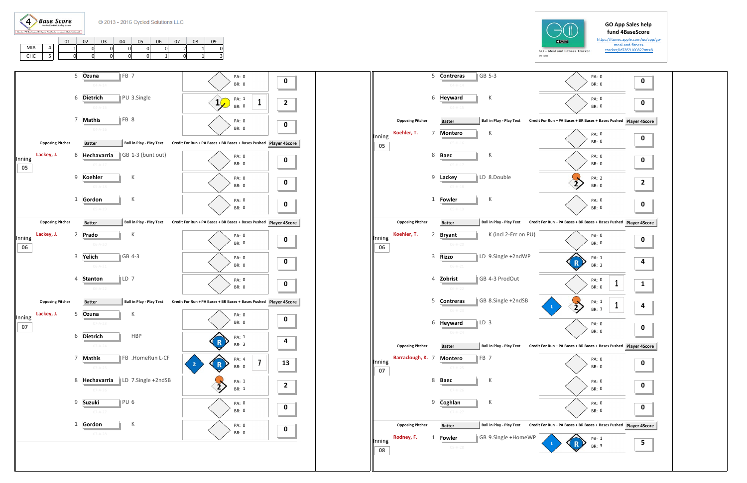4 Base Score

© 2013 - 2016 Cycled Solutions LLC

| | | 01 | 02 | 03 | 04 | 05 | 06 | 07 | 08 | 09 |
|---|---|---|---|---|---|---|---|---|---|---|
| MIA | 4 | 1 | 0 | 0 | 0 | 0 | 0 | 2 | 1 | 0 |
| CHC | 5 | 0 | 0 | 0 | 0 | 0 | 1 | 0 | 1 | 3 |

**GO App Sales help fund 4BaseScore**
https://itunes.apple.com/us/app/go-meal-and-fitness-tracker/id785910082?mt=8

GO - Meal and Fitness Tracker

## MIA

| Inning | Opposing Pitcher | # | Batter | Ball in Play - Play Text | PA | BR | Bases Pushed | Player 4Score |
|---|---|---|---|---|---|---|---|---|
| 04 | | 5 | Ozuna | FB 7 | 0 | 0 | | 0 |
| 04 | | 6 | Dietrich | PU 3.Single | 1 | 0 | 1 | 2 |
| 04 | | 7 | Mathis | FB 8 | 0 | 0 | | 0 |
| 05 | Lackey, J. | 8 | Hechavarria | GB 1-3 (bunt out) | 0 | 0 | | 0 |
| 05 | Lackey, J. | 9 | Koehler | K | 0 | 0 | | 0 |
| 05 | Lackey, J. | 1 | Gordon | K | 0 | 0 | | 0 |
| 06 | Lackey, J. | 2 | Prado | K | 0 | 0 | | 0 |
| 06 | Lackey, J. | 3 | Yelich | GB 4-3 | 0 | 0 | | 0 |
| 06 | Lackey, J. | 4 | Stanton | LD 7 | 0 | 0 | | 0 |
| 07 | Lackey, J. | 5 | Ozuna | K | 0 | 0 | | 0 |
| 07 | Lackey, J. | 6 | Dietrich | HBP | 1 | 3 | | 4 |
| 07 | Lackey, J. | 7 | Mathis | FB .HomeRun L-CF | 4 | 0 | 7 | 13 |
| 07 | Lackey, J. | 8 | Hechavarria | LD 7.Single +2ndSB | 1 | 1 | | 2 |
| 07 | Lackey, J. | 9 | Suzuki | PU 6 | 0 | 0 | | 0 |
| 07 | Lackey, J. | 1 | Gordon | K | 0 | 0 | | 0 |

## CHC

| Inning | Opposing Pitcher | # | Batter | Ball in Play - Play Text | PA | BR | Bases Pushed | Player 4Score |
|---|---|---|---|---|---|---|---|---|
| 04 | | 5 | Contreras | GB 5-3 | 0 | 0 | | 0 |
| 04 | | 6 | Heyward | K | 0 | 0 | | 0 |
| 05 | Koehler, T. | 7 | Montero | K | 0 | 0 | | 0 |
| 05 | Koehler, T. | 8 | Baez | K | 0 | 0 | | 0 |
| 05 | Koehler, T. | 9 | Lackey | LD 8.Double | 2 | 0 | | 2 |
| 05 | Koehler, T. | 1 | Fowler | K | 0 | 0 | | 0 |
| 06 | Koehler, T. | 2 | Bryant | K (incl 2-Err on PU) | 0 | 0 | | 0 |
| 06 | Koehler, T. | 3 | Rizzo | LD 9.Single +2ndWP | 1 | 3 | | 4 |
| 06 | Koehler, T. | 4 | Zobrist | GB 4-3 ProdOut | 0 | 0 | 1 | 1 |
| 06 | Koehler, T. | 5 | Contreras | GB 8.Single +2ndSB | 1 | 1 | 1 | 4 |
| 06 | Koehler, T. | 6 | Heyward | LD 3 | 0 | 0 | | 0 |
| 07 | Barraclough, K. | 7 | Montero | FB 7 | 0 | 0 | | 0 |
| 07 | Barraclough, K. | 8 | Baez | K | 0 | 0 | | 0 |
| 07 | Barraclough, K. | 9 | Coghlan | K | 0 | 0 | | 0 |
| 08 | Rodney, F. | 1 | Fowler | GB 9.Single +HomeWP | 1 | 3 | | 5 |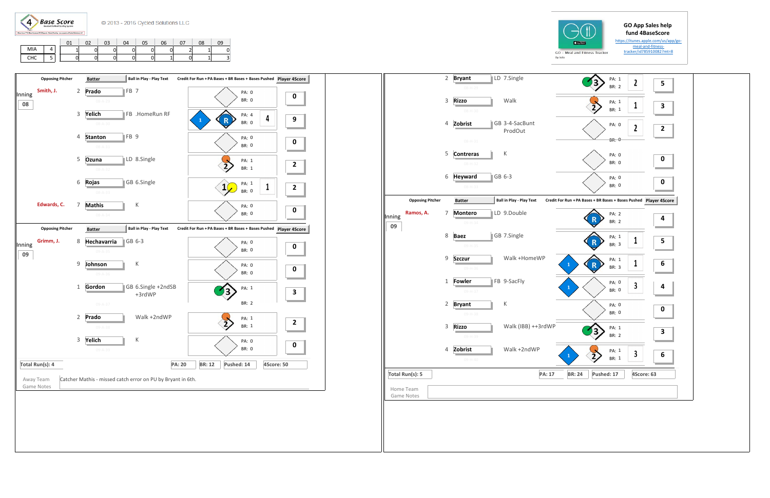4 Base Score

© 2013 - 2016 Cycled Solutions LLC

| | | 01 | 02 | 03 | 04 | 05 | 06 | 07 | 08 | 09 |
|---|---|---|---|---|---|---|---|---|---|---|
| MIA | 4 | 1 | 0 | 0 | 0 | 0 | 0 | 2 | 1 | 0 |
| CHC | 5 | 0 | 0 | 0 | 0 | 0 | 1 | 0 | 1 | 3 |

GO App Sales help fund 4BaseScore

https://itunes.apple.com/us/app/go-meal-and-fitness-tracker/id785910082?mt=8

GO - Meal and Fitness Tracker

## Away Team

### Inning 08

| Opposing Pitcher | # | Batter | Ball in Play - Play Text | Credit For Run + PA Bases + BR Bases + Bases Pushed | Player 4Score |
|---|---|---|---|---|---|
| Smith, J. | 2 | Prado | FB 7 | PA: 0 BR: 0 | 0 |
| | 3 | Yelich | FB .HomeRun RF | 1 R PA: 4 BR: 0 4 | 9 |
| | 4 | Stanton | FB 9 | PA: 0 BR: 0 | 0 |
| | 5 | Ozuna | LD 8.Single | 2 PA: 1 BR: 1 | 2 |
| | 6 | Rojas | GB 6.Single | 1 PA: 1 BR: 0 1 | 2 |
| Edwards, C. | 7 | Mathis | K | PA: 0 BR: 0 | 0 |

### Inning 09

| Opposing Pitcher | # | Batter | Ball in Play - Play Text | Credit For Run + PA Bases + BR Bases + Bases Pushed | Player 4Score |
|---|---|---|---|---|---|
| Grimm, J. | 8 | Hechavarria | GB 6-3 | PA: 0 BR: 0 | 0 |
| | 9 | Johnson | K | PA: 0 BR: 0 | 0 |
| | 1 | Gordon | GB 6.Single +2ndSB +3rdWP | 3 PA: 1 BR: 2 | 3 |
| | 2 | Prado | Walk +2ndWP | 2 PA: 1 BR: 1 | 2 |
| | 3 | Yelich | K | PA: 0 BR: 0 | 0 |

Total Run(s): 4 | PA: 20 | BR: 12 | Pushed: 14 | 4Score: 50

Away Team Game Notes: Catcher Mathis - missed catch error on PU by Bryant in 6th.

## Home Team

### Inning 08 (continued)

| Opposing Pitcher | # | Batter | Ball in Play - Play Text | Credit For Run + PA Bases + BR Bases + Bases Pushed | Player 4Score |
|---|---|---|---|---|---|
| | 2 | Bryant | LD 7.Single | 3 PA: 1 BR: 2 2 | 5 |
| | 3 | Rizzo | Walk | 2 PA: 1 BR: 1 1 | 3 |
| | 4 | Zobrist | GB 3-4-SacBunt ProdOut | PA: 0 BR: 0 2 | 2 |
| | 5 | Contreras | K | PA: 0 BR: 0 | 0 |
| | 6 | Heyward | GB 6-3 | PA: 0 BR: 0 | 0 |

### Inning 09

| Opposing Pitcher | # | Batter | Ball in Play - Play Text | Credit For Run + PA Bases + BR Bases + Bases Pushed | Player 4Score |
|---|---|---|---|---|---|
| Ramos, A. | 7 | Montero | LD 9.Double | R PA: 2 BR: 2 | 4 |
| | 8 | Baez | GB 7.Single | R PA: 1 BR: 3 1 | 5 |
| | 9 | Szczur | Walk +HomeWP | 1 R PA: 1 BR: 3 1 | 6 |
| | 1 | Fowler | FB 9-SacFly | 1 PA: 0 BR: 0 3 | 4 |
| | 2 | Bryant | K | PA: 0 BR: 0 | 0 |
| | 3 | Rizzo | Walk (IBB) ++3rdWP | 3 PA: 1 BR: 2 | 3 |
| | 4 | Zobrist | Walk +2ndWP | 1 2 PA: 1 BR: 1 3 | 6 |

Total Run(s): 5 | PA: 17 | BR: 24 | Pushed: 17 | 4Score: 63

Home Team Game Notes: